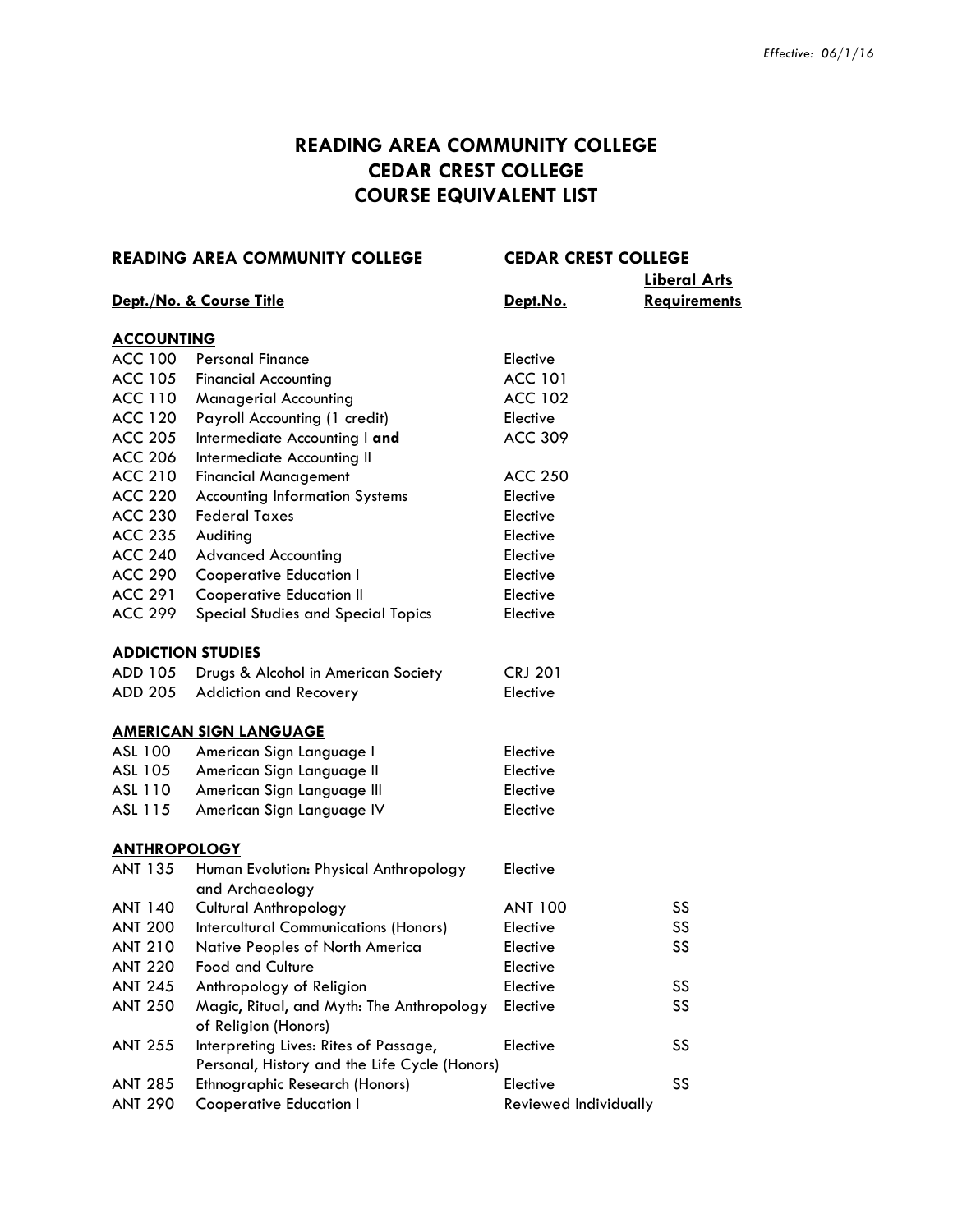*Effective: 06/1/16*

# READING AREA COMMUNITY COLLEGE
# CEDAR CREST COLLEGE
# COURSE EQUIVALENT LIST

| READING AREA COMMUNITY COLLEGE | | CEDAR CREST COLLEGE | |
|---|---|---|---|
| **Dept./No. & Course Title** | | **Dept.No.** | **Liberal Arts Requirements** |
| **ACCOUNTING** | | | |
| ACC 100 | Personal Finance | Elective | |
| ACC 105 | Financial Accounting | ACC 101 | |
| ACC 110 | Managerial Accounting | ACC 102 | |
| ACC 120 | Payroll Accounting (1 credit) | Elective | |
| ACC 205 | Intermediate Accounting I **and** | ACC 309 | |
| ACC 206 | Intermediate Accounting II | | |
| ACC 210 | Financial Management | ACC 250 | |
| ACC 220 | Accounting Information Systems | Elective | |
| ACC 230 | Federal Taxes | Elective | |
| ACC 235 | Auditing | Elective | |
| ACC 240 | Advanced Accounting | Elective | |
| ACC 290 | Cooperative Education I | Elective | |
| ACC 291 | Cooperative Education II | Elective | |
| ACC 299 | Special Studies and Special Topics | Elective | |
| **ADDICTION STUDIES** | | | |
| ADD 105 | Drugs & Alcohol in American Society | CRJ 201 | |
| ADD 205 | Addiction and Recovery | Elective | |
| **AMERICAN SIGN LANGUAGE** | | | |
| ASL 100 | American Sign Language I | Elective | |
| ASL 105 | American Sign Language II | Elective | |
| ASL 110 | American Sign Language III | Elective | |
| ASL 115 | American Sign Language IV | Elective | |
| **ANTHROPOLOGY** | | | |
| ANT 135 | Human Evolution: Physical Anthropology and Archaeology | Elective | |
| ANT 140 | Cultural Anthropology | ANT 100 | SS |
| ANT 200 | Intercultural Communications (Honors) | Elective | SS |
| ANT 210 | Native Peoples of North America | Elective | SS |
| ANT 220 | Food and Culture | Elective | |
| ANT 245 | Anthropology of Religion | Elective | SS |
| ANT 250 | Magic, Ritual, and Myth: The Anthropology of Religion (Honors) | Elective | SS |
| ANT 255 | Interpreting Lives: Rites of Passage, Personal, History and the Life Cycle (Honors) | Elective | SS |
| ANT 285 | Ethnographic Research (Honors) | Elective | SS |
| ANT 290 | Cooperative Education I | Reviewed Individually | |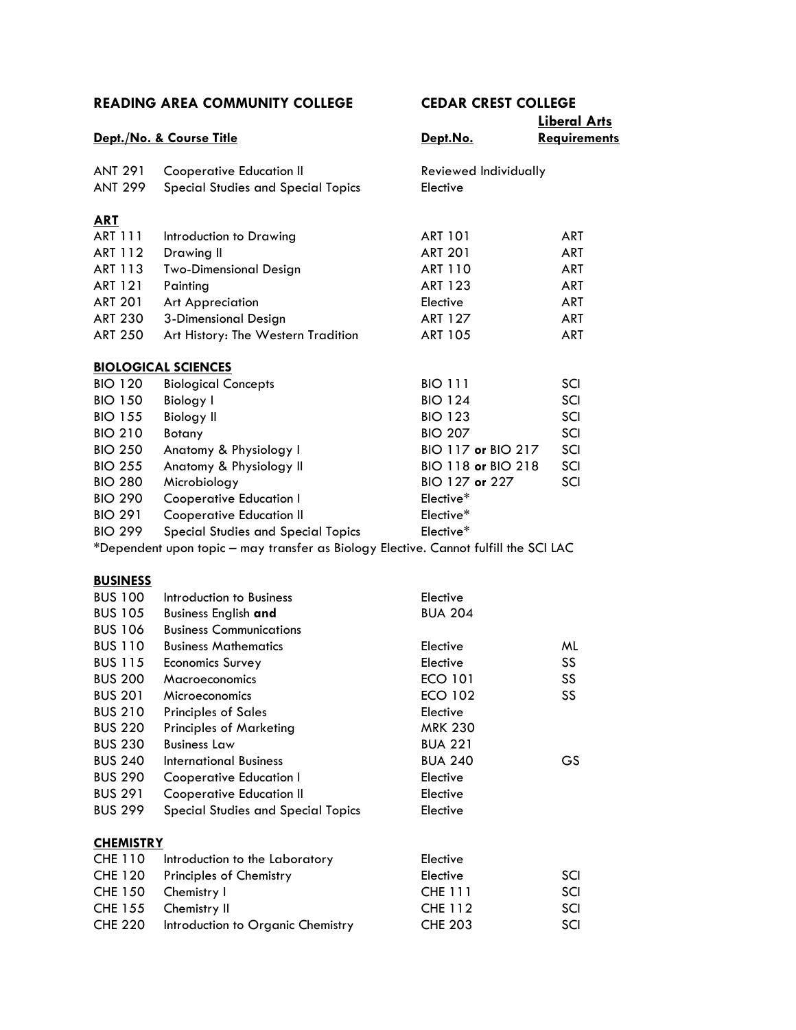| READING AREA COMMUNITY COLLEGE | | CEDAR CREST COLLEGE | |
|---|---|---|---|
| **Dept./No. & Course Title** | | **Dept.No.** | **Liberal Arts Requirements** |
| ANT 291 | Cooperative Education II | Reviewed Individually | |
| ANT 299 | Special Studies and Special Topics | Elective | |
| **ART** | | | |
| ART 111 | Introduction to Drawing | ART 101 | ART |
| ART 112 | Drawing II | ART 201 | ART |
| ART 113 | Two-Dimensional Design | ART 110 | ART |
| ART 121 | Painting | ART 123 | ART |
| ART 201 | Art Appreciation | Elective | ART |
| ART 230 | 3-Dimensional Design | ART 127 | ART |
| ART 250 | Art History: The Western Tradition | ART 105 | ART |
| **BIOLOGICAL SCIENCES** | | | |
| BIO 120 | Biological Concepts | BIO 111 | SCI |
| BIO 150 | Biology I | BIO 124 | SCI |
| BIO 155 | Biology II | BIO 123 | SCI |
| BIO 210 | Botany | BIO 207 | SCI |
| BIO 250 | Anatomy & Physiology I | BIO 117 **or** BIO 217 | SCI |
| BIO 255 | Anatomy & Physiology II | BIO 118 **or** BIO 218 | SCI |
| BIO 280 | Microbiology | BIO 127 **or** 227 | SCI |
| BIO 290 | Cooperative Education I | Elective* | |
| BIO 291 | Cooperative Education II | Elective* | |
| BIO 299 | Special Studies and Special Topics | Elective* | |

*Dependent upon topic – may transfer as Biology Elective. Cannot fulfill the SCI LAC

| | | | |
|---|---|---|---|
| **BUSINESS** | | | |
| BUS 100 | Introduction to Business | Elective | |
| BUS 105 | Business English **and** | BUA 204 | |
| BUS 106 | Business Communications | | |
| BUS 110 | Business Mathematics | Elective | ML |
| BUS 115 | Economics Survey | Elective | SS |
| BUS 200 | Macroeconomics | ECO 101 | SS |
| BUS 201 | Microeconomics | ECO 102 | SS |
| BUS 210 | Principles of Sales | Elective | |
| BUS 220 | Principles of Marketing | MRK 230 | |
| BUS 230 | Business Law | BUA 221 | |
| BUS 240 | International Business | BUA 240 | GS |
| BUS 290 | Cooperative Education I | Elective | |
| BUS 291 | Cooperative Education II | Elective | |
| BUS 299 | Special Studies and Special Topics | Elective | |
| **CHEMISTRY** | | | |
| CHE 110 | Introduction to the Laboratory | Elective | |
| CHE 120 | Principles of Chemistry | Elective | SCI |
| CHE 150 | Chemistry I | CHE 111 | SCI |
| CHE 155 | Chemistry II | CHE 112 | SCI |
| CHE 220 | Introduction to Organic Chemistry | CHE 203 | SCI |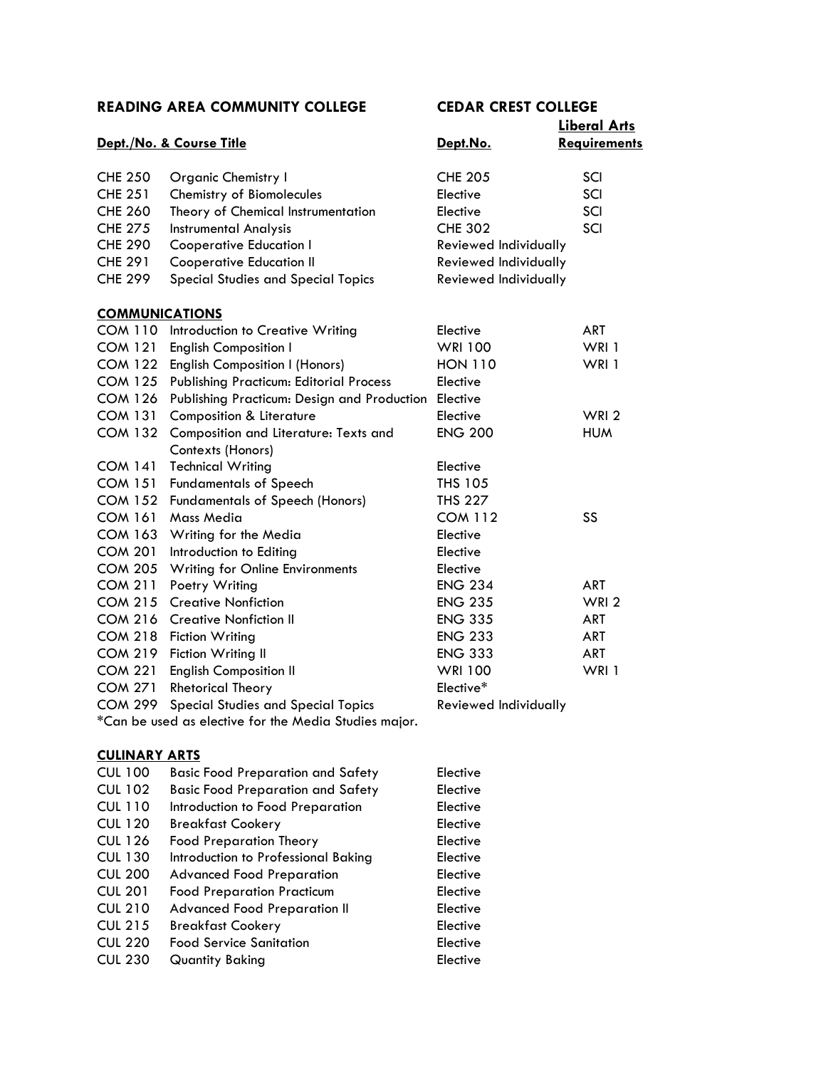| READING AREA COMMUNITY COLLEGE | | CEDAR CREST COLLEGE | |
|---|---|---|---|
| **Dept./No.** | **& Course Title** | **Dept.No.** | **Liberal Arts Requirements** |
| CHE 250 | Organic Chemistry I | CHE 205 | SCI |
| CHE 251 | Chemistry of Biomolecules | Elective | SCI |
| CHE 260 | Theory of Chemical Instrumentation | Elective | SCI |
| CHE 275 | Instrumental Analysis | CHE 302 | SCI |
| CHE 290 | Cooperative Education I | Reviewed Individually | |
| CHE 291 | Cooperative Education II | Reviewed Individually | |
| CHE 299 | Special Studies and Special Topics | Reviewed Individually | |

**COMMUNICATIONS**

| | | | |
|---|---|---|---|
| COM 110 | Introduction to Creative Writing | Elective | ART |
| COM 121 | English Composition I | WRI 100 | WRI 1 |
| COM 122 | English Composition I (Honors) | HON 110 | WRI 1 |
| COM 125 | Publishing Practicum: Editorial Process | Elective | |
| COM 126 | Publishing Practicum: Design and Production | Elective | |
| COM 131 | Composition & Literature | Elective | WRI 2 |
| COM 132 | Composition and Literature: Texts and Contexts (Honors) | ENG 200 | HUM |
| COM 141 | Technical Writing | Elective | |
| COM 151 | Fundamentals of Speech | THS 105 | |
| COM 152 | Fundamentals of Speech (Honors) | THS 227 | |
| COM 161 | Mass Media | COM 112 | SS |
| COM 163 | Writing for the Media | Elective | |
| COM 201 | Introduction to Editing | Elective | |
| COM 205 | Writing for Online Environments | Elective | |
| COM 211 | Poetry Writing | ENG 234 | ART |
| COM 215 | Creative Nonfiction | ENG 235 | WRI 2 |
| COM 216 | Creative Nonfiction II | ENG 335 | ART |
| COM 218 | Fiction Writing | ENG 233 | ART |
| COM 219 | Fiction Writing II | ENG 333 | ART |
| COM 221 | English Composition II | WRI 100 | WRI 1 |
| COM 271 | Rhetorical Theory | Elective* | |
| COM 299 | Special Studies and Special Topics | Reviewed Individually | |

*Can be used as elective for the Media Studies major.

**CULINARY ARTS**

| | | | |
|---|---|---|---|
| CUL 100 | Basic Food Preparation and Safety | Elective | |
| CUL 102 | Basic Food Preparation and Safety | Elective | |
| CUL 110 | Introduction to Food Preparation | Elective | |
| CUL 120 | Breakfast Cookery | Elective | |
| CUL 126 | Food Preparation Theory | Elective | |
| CUL 130 | Introduction to Professional Baking | Elective | |
| CUL 200 | Advanced Food Preparation | Elective | |
| CUL 201 | Food Preparation Practicum | Elective | |
| CUL 210 | Advanced Food Preparation II | Elective | |
| CUL 215 | Breakfast Cookery | Elective | |
| CUL 220 | Food Service Sanitation | Elective | |
| CUL 230 | Quantity Baking | Elective | |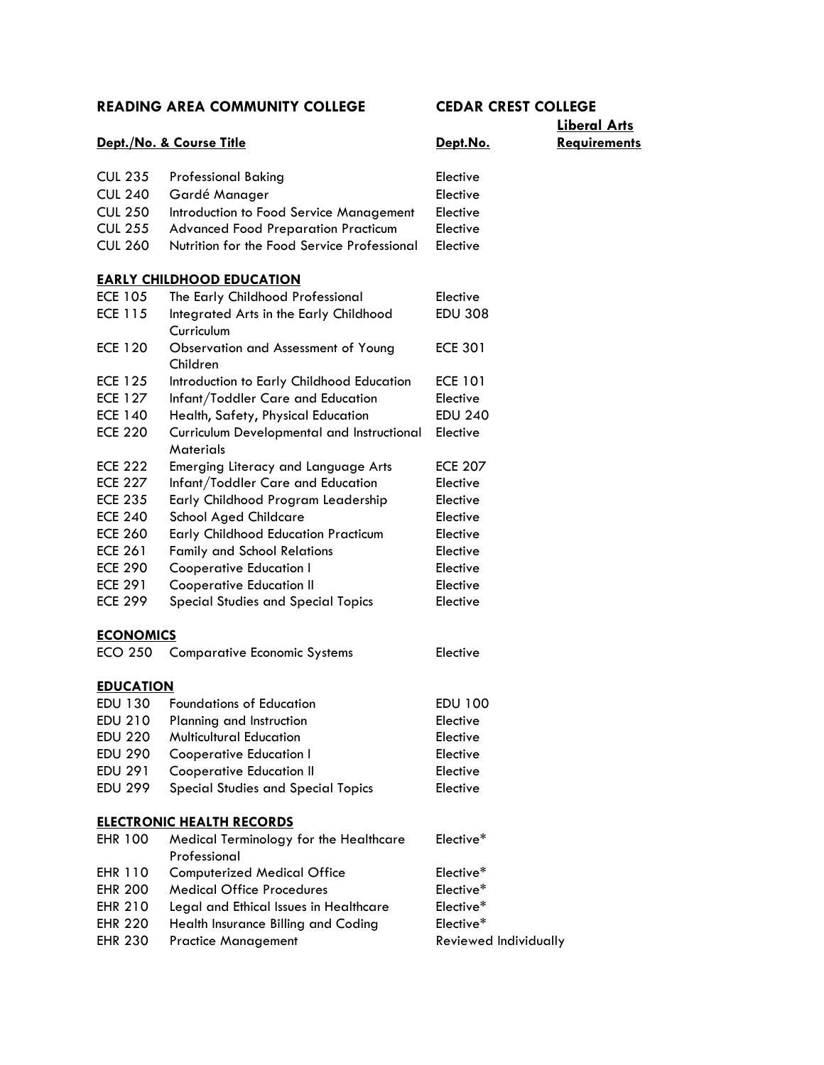| READING AREA COMMUNITY COLLEGE | | CEDAR CREST COLLEGE | |
|---|---|---|---|
| **Dept./No. & Course Title** | | **Dept.No.** | **Liberal Arts Requirements** |
| CUL 235 | Professional Baking | Elective | |
| CUL 240 | Gardé Manager | Elective | |
| CUL 250 | Introduction to Food Service Management | Elective | |
| CUL 255 | Advanced Food Preparation Practicum | Elective | |
| CUL 260 | Nutrition for the Food Service Professional | Elective | |
| **EARLY CHILDHOOD EDUCATION** | | | |
| ECE 105 | The Early Childhood Professional | Elective | |
| ECE 115 | Integrated Arts in the Early Childhood Curriculum | EDU 308 | |
| ECE 120 | Observation and Assessment of Young Children | ECE 301 | |
| ECE 125 | Introduction to Early Childhood Education | ECE 101 | |
| ECE 127 | Infant/Toddler Care and Education | Elective | |
| ECE 140 | Health, Safety, Physical Education | EDU 240 | |
| ECE 220 | Curriculum Developmental and Instructional Materials | Elective | |
| ECE 222 | Emerging Literacy and Language Arts | ECE 207 | |
| ECE 227 | Infant/Toddler Care and Education | Elective | |
| ECE 235 | Early Childhood Program Leadership | Elective | |
| ECE 240 | School Aged Childcare | Elective | |
| ECE 260 | Early Childhood Education Practicum | Elective | |
| ECE 261 | Family and School Relations | Elective | |
| ECE 290 | Cooperative Education I | Elective | |
| ECE 291 | Cooperative Education II | Elective | |
| ECE 299 | Special Studies and Special Topics | Elective | |
| **ECONOMICS** | | | |
| ECO 250 | Comparative Economic Systems | Elective | |
| **EDUCATION** | | | |
| EDU 130 | Foundations of Education | EDU 100 | |
| EDU 210 | Planning and Instruction | Elective | |
| EDU 220 | Multicultural Education | Elective | |
| EDU 290 | Cooperative Education I | Elective | |
| EDU 291 | Cooperative Education II | Elective | |
| EDU 299 | Special Studies and Special Topics | Elective | |
| **ELECTRONIC HEALTH RECORDS** | | | |
| EHR 100 | Medical Terminology for the Healthcare Professional | Elective* | |
| EHR 110 | Computerized Medical Office | Elective* | |
| EHR 200 | Medical Office Procedures | Elective* | |
| EHR 210 | Legal and Ethical Issues in Healthcare | Elective* | |
| EHR 220 | Health Insurance Billing and Coding | Elective* | |
| EHR 230 | Practice Management | Reviewed Individually | |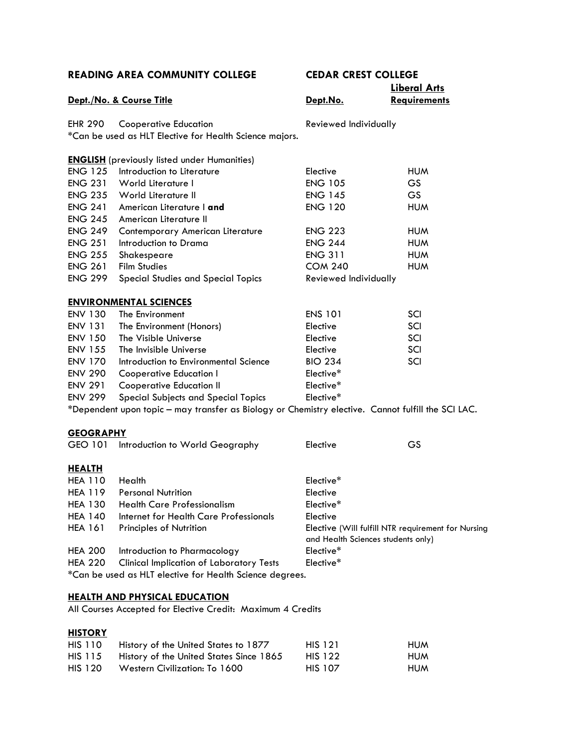| READING AREA COMMUNITY COLLEGE | | CEDAR CREST COLLEGE | |
|---|---|---|---|
| **Dept./No. & Course Title** | | **Dept.No.** | **Liberal Arts Requirements** |
| EHR 290 | Cooperative Education | Reviewed Individually | |

*Can be used as HLT Elective for Health Science majors.

**ENGLISH** (previously listed under Humanities)

| | | | |
|---|---|---|---|
| ENG 125 | Introduction to Literature | Elective | HUM |
| ENG 231 | World Literature I | ENG 105 | GS |
| ENG 235 | World Literature II | ENG 145 | GS |
| ENG 241 | American Literature I **and** | ENG 120 | HUM |
| ENG 245 | American Literature II | | |
| ENG 249 | Contemporary American Literature | ENG 223 | HUM |
| ENG 251 | Introduction to Drama | ENG 244 | HUM |
| ENG 255 | Shakespeare | ENG 311 | HUM |
| ENG 261 | Film Studies | COM 240 | HUM |
| ENG 299 | Special Studies and Special Topics | Reviewed Individually | |

**ENVIRONMENTAL SCIENCES**

| | | | |
|---|---|---|---|
| ENV 130 | The Environment | ENS 101 | SCI |
| ENV 131 | The Environment (Honors) | Elective | SCI |
| ENV 150 | The Visible Universe | Elective | SCI |
| ENV 155 | The Invisible Universe | Elective | SCI |
| ENV 170 | Introduction to Environmental Science | BIO 234 | SCI |
| ENV 290 | Cooperative Education I | Elective* | |
| ENV 291 | Cooperative Education II | Elective* | |
| ENV 299 | Special Subjects and Special Topics | Elective* | |

*Dependent upon topic – may transfer as Biology or Chemistry elective. Cannot fulfill the SCI LAC.

**GEOGRAPHY**

| | | | |
|---|---|---|---|
| GEO 101 | Introduction to World Geography | Elective | GS |

**HEALTH**

| | | | |
|---|---|---|---|
| HEA 110 | Health | Elective* | |
| HEA 119 | Personal Nutrition | Elective | |
| HEA 130 | Health Care Professionalism | Elective* | |
| HEA 140 | Internet for Health Care Professionals | Elective | |
| HEA 161 | Principles of Nutrition | Elective (Will fulfill NTR requirement for Nursing and Health Sciences students only) | |
| HEA 200 | Introduction to Pharmacology | Elective* | |
| HEA 220 | Clinical Implication of Laboratory Tests | Elective* | |

*Can be used as HLT elective for Health Science degrees.

**HEALTH AND PHYSICAL EDUCATION**

All Courses Accepted for Elective Credit: Maximum 4 Credits

**HISTORY**

| | | | |
|---|---|---|---|
| HIS 110 | History of the United States to 1877 | HIS 121 | HUM |
| HIS 115 | History of the United States Since 1865 | HIS 122 | HUM |
| HIS 120 | Western Civilization: To 1600 | HIS 107 | HUM |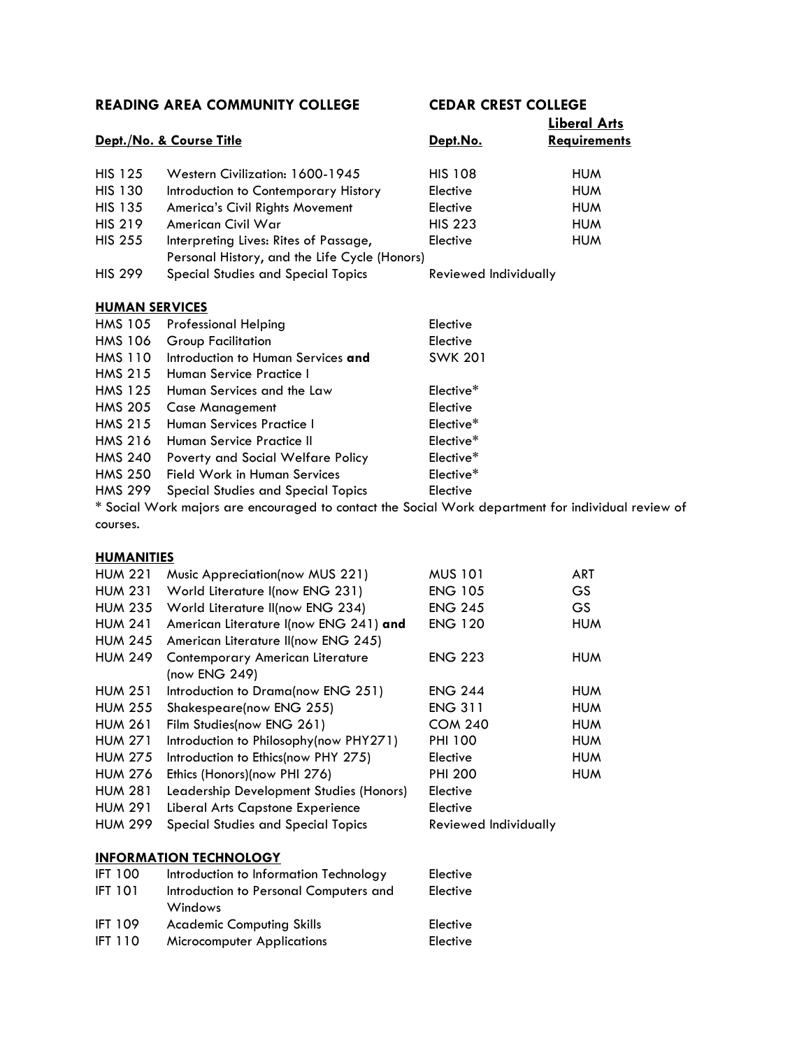| READING AREA COMMUNITY COLLEGE | | CEDAR CREST COLLEGE | |
|---|---|---|---|
| **Dept./No. & Course Title** | | **Dept.No.** | **Liberal Arts Requirements** |
| HIS 125 | Western Civilization: 1600-1945 | HIS 108 | HUM |
| HIS 130 | Introduction to Contemporary History | Elective | HUM |
| HIS 135 | America's Civil Rights Movement | Elective | HUM |
| HIS 219 | American Civil War | HIS 223 | HUM |
| HIS 255 | Interpreting Lives: Rites of Passage, Personal History, and the Life Cycle (Honors) | Elective | HUM |
| HIS 299 | Special Studies and Special Topics | Reviewed Individually | |

**HUMAN SERVICES**

| | | | |
|---|---|---|---|
| HMS 105 | Professional Helping | Elective | |
| HMS 106 | Group Facilitation | Elective | |
| HMS 110 | Introduction to Human Services **and** | SWK 201 | |
| HMS 215 | Human Service Practice I | | |
| HMS 125 | Human Services and the Law | Elective* | |
| HMS 205 | Case Management | Elective | |
| HMS 215 | Human Services Practice I | Elective* | |
| HMS 216 | Human Service Practice II | Elective* | |
| HMS 240 | Poverty and Social Welfare Policy | Elective* | |
| HMS 250 | Field Work in Human Services | Elective* | |
| HMS 299 | Special Studies and Special Topics | Elective | |

* Social Work majors are encouraged to contact the Social Work department for individual review of courses.

**HUMANITIES**

| | | | |
|---|---|---|---|
| HUM 221 | Music Appreciation(now MUS 221) | MUS 101 | ART |
| HUM 231 | World Literature I(now ENG 231) | ENG 105 | GS |
| HUM 235 | World Literature II(now ENG 234) | ENG 245 | GS |
| HUM 241 | American Literature I(now ENG 241) **and** | ENG 120 | HUM |
| HUM 245 | American Literature II(now ENG 245) | | |
| HUM 249 | Contemporary American Literature (now ENG 249) | ENG 223 | HUM |
| HUM 251 | Introduction to Drama(now ENG 251) | ENG 244 | HUM |
| HUM 255 | Shakespeare(now ENG 255) | ENG 311 | HUM |
| HUM 261 | Film Studies(now ENG 261) | COM 240 | HUM |
| HUM 271 | Introduction to Philosophy(now PHY271) | PHI 100 | HUM |
| HUM 275 | Introduction to Ethics(now PHY 275) | Elective | HUM |
| HUM 276 | Ethics (Honors)(now PHI 276) | PHI 200 | HUM |
| HUM 281 | Leadership Development Studies (Honors) | Elective | |
| HUM 291 | Liberal Arts Capstone Experience | Elective | |
| HUM 299 | Special Studies and Special Topics | Reviewed Individually | |

**INFORMATION TECHNOLOGY**

| | | | |
|---|---|---|---|
| IFT 100 | Introduction to Information Technology | Elective | |
| IFT 101 | Introduction to Personal Computers and Windows | Elective | |
| IFT 109 | Academic Computing Skills | Elective | |
| IFT 110 | Microcomputer Applications | Elective | |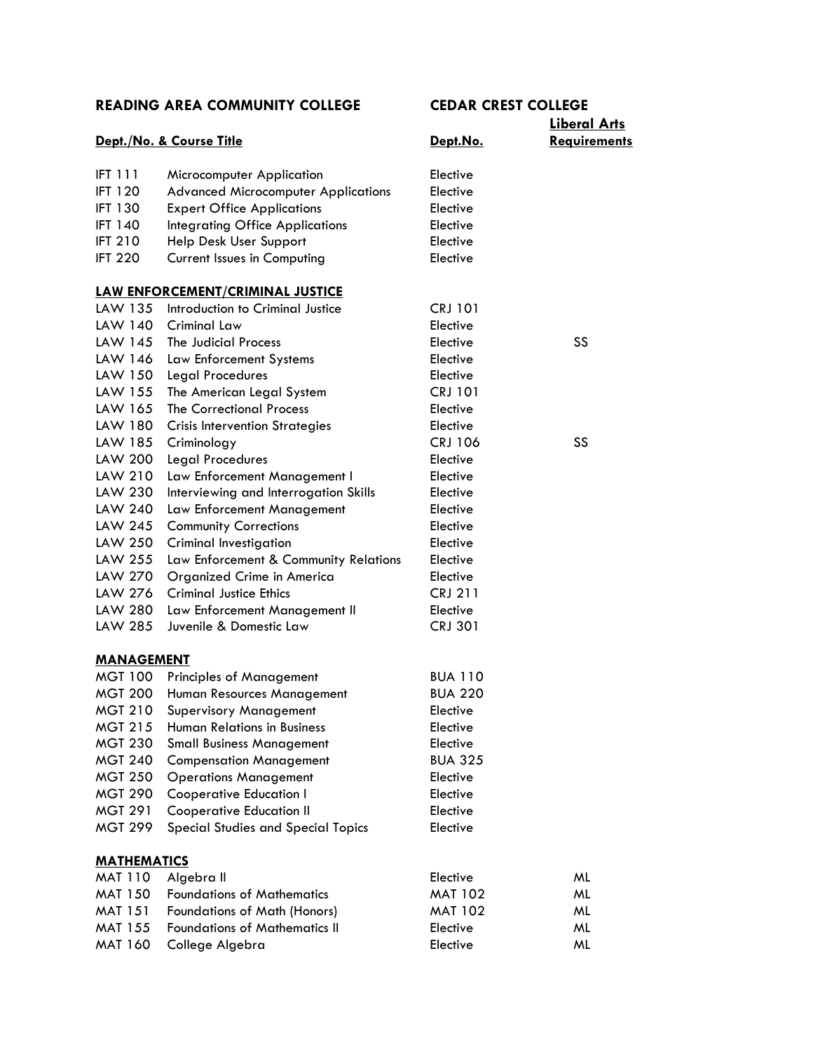| READING AREA COMMUNITY COLLEGE | | CEDAR CREST COLLEGE | |
|---|---|---|---|
| **Dept./No. & Course Title** | | **Dept.No.** | **Liberal Arts Requirements** |
| IFT 111 | Microcomputer Application | Elective | |
| IFT 120 | Advanced Microcomputer Applications | Elective | |
| IFT 130 | Expert Office Applications | Elective | |
| IFT 140 | Integrating Office Applications | Elective | |
| IFT 210 | Help Desk User Support | Elective | |
| IFT 220 | Current Issues in Computing | Elective | |
| **LAW ENFORCEMENT/CRIMINAL JUSTICE** | | | |
| LAW 135 | Introduction to Criminal Justice | CRJ 101 | |
| LAW 140 | Criminal Law | Elective | |
| LAW 145 | The Judicial Process | Elective | SS |
| LAW 146 | Law Enforcement Systems | Elective | |
| LAW 150 | Legal Procedures | Elective | |
| LAW 155 | The American Legal System | CRJ 101 | |
| LAW 165 | The Correctional Process | Elective | |
| LAW 180 | Crisis Intervention Strategies | Elective | |
| LAW 185 | Criminology | CRJ 106 | SS |
| LAW 200 | Legal Procedures | Elective | |
| LAW 210 | Law Enforcement Management I | Elective | |
| LAW 230 | Interviewing and Interrogation Skills | Elective | |
| LAW 240 | Law Enforcement Management | Elective | |
| LAW 245 | Community Corrections | Elective | |
| LAW 250 | Criminal Investigation | Elective | |
| LAW 255 | Law Enforcement & Community Relations | Elective | |
| LAW 270 | Organized Crime in America | Elective | |
| LAW 276 | Criminal Justice Ethics | CRJ 211 | |
| LAW 280 | Law Enforcement Management II | Elective | |
| LAW 285 | Juvenile & Domestic Law | CRJ 301 | |
| **MANAGEMENT** | | | |
| MGT 100 | Principles of Management | BUA 110 | |
| MGT 200 | Human Resources Management | BUA 220 | |
| MGT 210 | Supervisory Management | Elective | |
| MGT 215 | Human Relations in Business | Elective | |
| MGT 230 | Small Business Management | Elective | |
| MGT 240 | Compensation Management | BUA 325 | |
| MGT 250 | Operations Management | Elective | |
| MGT 290 | Cooperative Education I | Elective | |
| MGT 291 | Cooperative Education II | Elective | |
| MGT 299 | Special Studies and Special Topics | Elective | |
| **MATHEMATICS** | | | |
| MAT 110 | Algebra II | Elective | ML |
| MAT 150 | Foundations of Mathematics | MAT 102 | ML |
| MAT 151 | Foundations of Math (Honors) | MAT 102 | ML |
| MAT 155 | Foundations of Mathematics II | Elective | ML |
| MAT 160 | College Algebra | Elective | ML |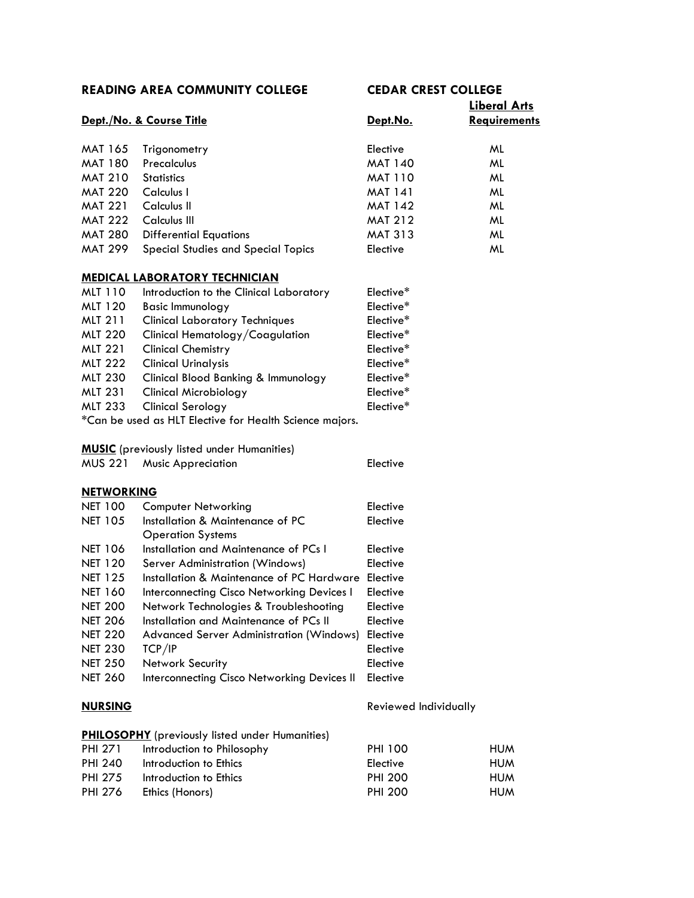| READING AREA COMMUNITY COLLEGE | | CEDAR CREST COLLEGE | |
|---|---|---|---|
| **Dept./No. & Course Title** | | **Dept.No.** | **Liberal Arts Requirements** |
| MAT 165 | Trigonometry | Elective | ML |
| MAT 180 | Precalculus | MAT 140 | ML |
| MAT 210 | Statistics | MAT 110 | ML |
| MAT 220 | Calculus I | MAT 141 | ML |
| MAT 221 | Calculus II | MAT 142 | ML |
| MAT 222 | Calculus III | MAT 212 | ML |
| MAT 280 | Differential Equations | MAT 313 | ML |
| MAT 299 | Special Studies and Special Topics | Elective | ML |

**MEDICAL LABORATORY TECHNICIAN**

| | | | |
|---|---|---|---|
| MLT 110 | Introduction to the Clinical Laboratory | Elective* | |
| MLT 120 | Basic Immunology | Elective* | |
| MLT 211 | Clinical Laboratory Techniques | Elective* | |
| MLT 220 | Clinical Hematology/Coagulation | Elective* | |
| MLT 221 | Clinical Chemistry | Elective* | |
| MLT 222 | Clinical Urinalysis | Elective* | |
| MLT 230 | Clinical Blood Banking & Immunology | Elective* | |
| MLT 231 | Clinical Microbiology | Elective* | |
| MLT 233 | Clinical Serology | Elective* | |

*Can be used as HLT Elective for Health Science majors.

**MUSIC** (previously listed under Humanities)

| | | | |
|---|---|---|---|
| MUS 221 | Music Appreciation | Elective | |

**NETWORKING**

| | | | |
|---|---|---|---|
| NET 100 | Computer Networking | Elective | |
| NET 105 | Installation & Maintenance of PC Operation Systems | Elective | |
| NET 106 | Installation and Maintenance of PCs I | Elective | |
| NET 120 | Server Administration (Windows) | Elective | |
| NET 125 | Installation & Maintenance of PC Hardware | Elective | |
| NET 160 | Interconnecting Cisco Networking Devices I | Elective | |
| NET 200 | Network Technologies & Troubleshooting | Elective | |
| NET 206 | Installation and Maintenance of PCs II | Elective | |
| NET 220 | Advanced Server Administration (Windows) | Elective | |
| NET 230 | TCP/IP | Elective | |
| NET 250 | Network Security | Elective | |
| NET 260 | Interconnecting Cisco Networking Devices II | Elective | |

**NURSING** — Reviewed Individually

**PHILOSOPHY** (previously listed under Humanities)

| | | | |
|---|---|---|---|
| PHI 271 | Introduction to Philosophy | PHI 100 | HUM |
| PHI 240 | Introduction to Ethics | Elective | HUM |
| PHI 275 | Introduction to Ethics | PHI 200 | HUM |
| PHI 276 | Ethics (Honors) | PHI 200 | HUM |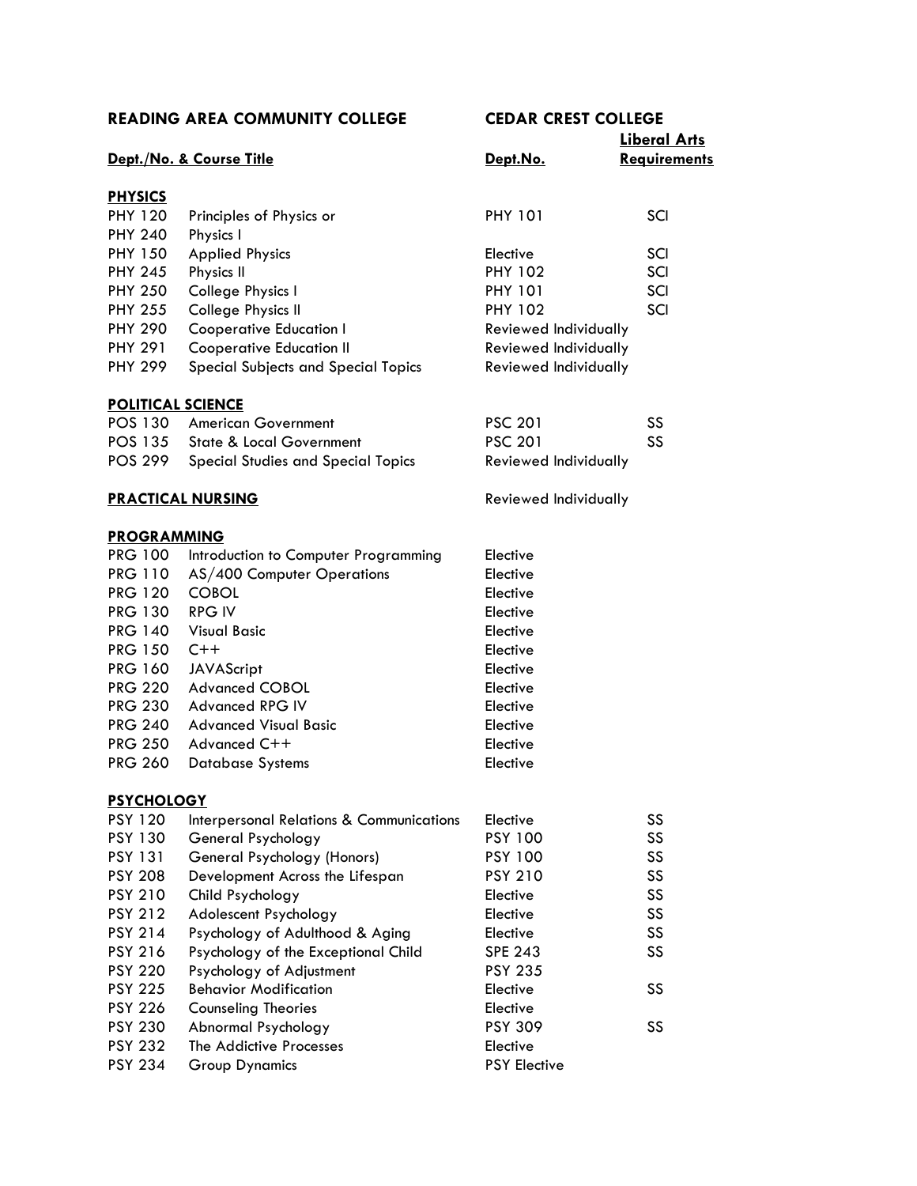| READING AREA COMMUNITY COLLEGE | | CEDAR CREST COLLEGE | |
|---|---|---|---|
| **Dept./No. & Course Title** | | **Dept.No.** | **Liberal Arts Requirements** |
| **PHYSICS** | | | |
| PHY 120 | Principles of Physics or | PHY 101 | SCI |
| PHY 240 | Physics I | | |
| PHY 150 | Applied Physics | Elective | SCI |
| PHY 245 | Physics II | PHY 102 | SCI |
| PHY 250 | College Physics I | PHY 101 | SCI |
| PHY 255 | College Physics II | PHY 102 | SCI |
| PHY 290 | Cooperative Education I | Reviewed Individually | |
| PHY 291 | Cooperative Education II | Reviewed Individually | |
| PHY 299 | Special Subjects and Special Topics | Reviewed Individually | |
| **POLITICAL SCIENCE** | | | |
| POS 130 | American Government | PSC 201 | SS |
| POS 135 | State & Local Government | PSC 201 | SS |
| POS 299 | Special Studies and Special Topics | Reviewed Individually | |
| **PRACTICAL NURSING** | | Reviewed Individually | |
| **PROGRAMMING** | | | |
| PRG 100 | Introduction to Computer Programming | Elective | |
| PRG 110 | AS/400 Computer Operations | Elective | |
| PRG 120 | COBOL | Elective | |
| PRG 130 | RPG IV | Elective | |
| PRG 140 | Visual Basic | Elective | |
| PRG 150 | C++ | Elective | |
| PRG 160 | JAVAScript | Elective | |
| PRG 220 | Advanced COBOL | Elective | |
| PRG 230 | Advanced RPG IV | Elective | |
| PRG 240 | Advanced Visual Basic | Elective | |
| PRG 250 | Advanced C++ | Elective | |
| PRG 260 | Database Systems | Elective | |
| **PSYCHOLOGY** | | | |
| PSY 120 | Interpersonal Relations & Communications | Elective | SS |
| PSY 130 | General Psychology | PSY 100 | SS |
| PSY 131 | General Psychology (Honors) | PSY 100 | SS |
| PSY 208 | Development Across the Lifespan | PSY 210 | SS |
| PSY 210 | Child Psychology | Elective | SS |
| PSY 212 | Adolescent Psychology | Elective | SS |
| PSY 214 | Psychology of Adulthood & Aging | Elective | SS |
| PSY 216 | Psychology of the Exceptional Child | SPE 243 | SS |
| PSY 220 | Psychology of Adjustment | PSY 235 | |
| PSY 225 | Behavior Modification | Elective | SS |
| PSY 226 | Counseling Theories | Elective | |
| PSY 230 | Abnormal Psychology | PSY 309 | SS |
| PSY 232 | The Addictive Processes | Elective | |
| PSY 234 | Group Dynamics | PSY Elective | |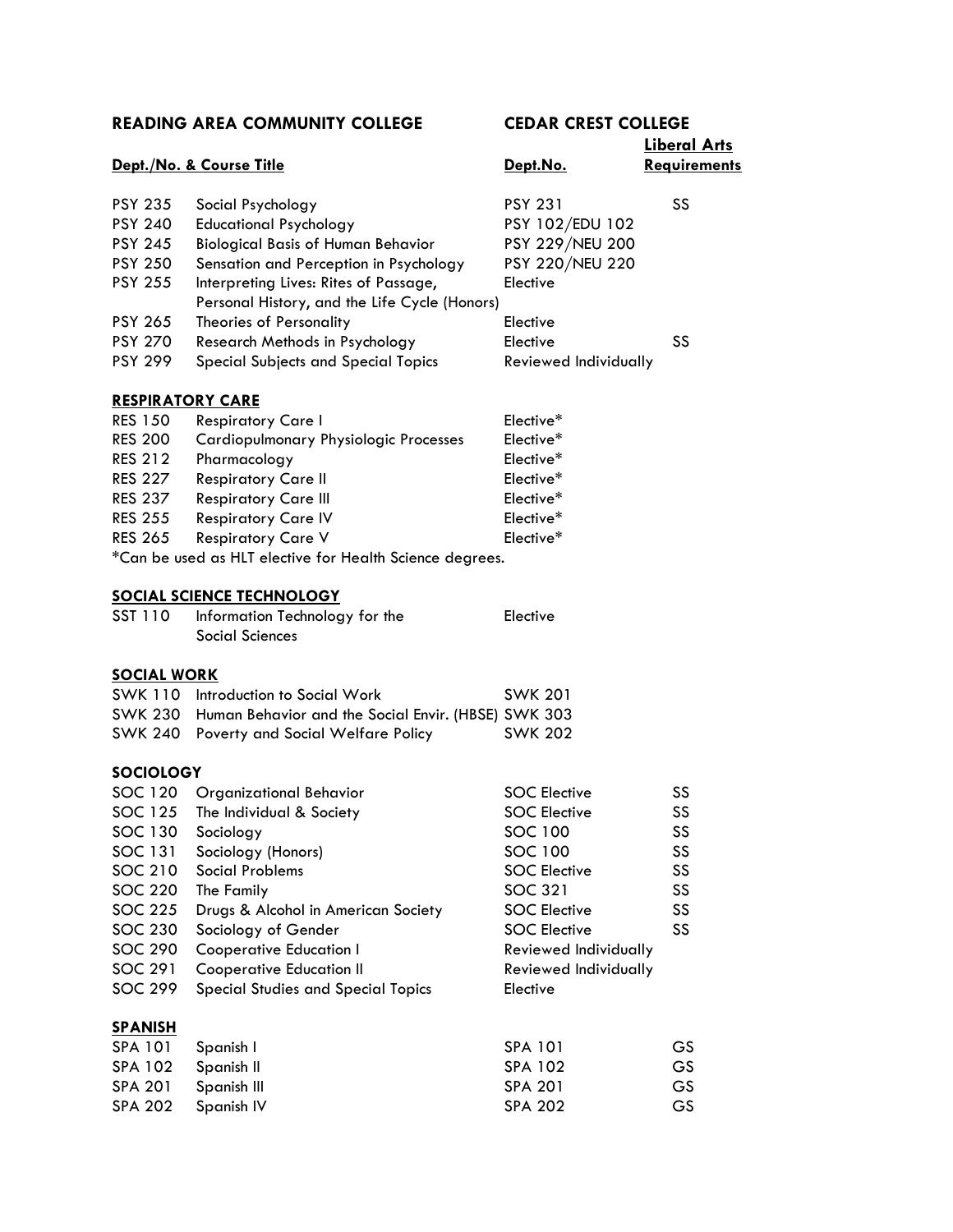| READING AREA COMMUNITY COLLEGE | | CEDAR CREST COLLEGE | |
|---|---|---|---|
| **Dept./No. & Course Title** | | **Dept.No.** | **Liberal Arts Requirements** |
| PSY 235 | Social Psychology | PSY 231 | SS |
| PSY 240 | Educational Psychology | PSY 102/EDU 102 | |
| PSY 245 | Biological Basis of Human Behavior | PSY 229/NEU 200 | |
| PSY 250 | Sensation and Perception in Psychology | PSY 220/NEU 220 | |
| PSY 255 | Interpreting Lives: Rites of Passage, Personal History, and the Life Cycle (Honors) | Elective | |
| PSY 265 | Theories of Personality | Elective | |
| PSY 270 | Research Methods in Psychology | Elective | SS |
| PSY 299 | Special Subjects and Special Topics | Reviewed Individually | |
| **RESPIRATORY CARE** | | | |
| RES 150 | Respiratory Care I | Elective* | |
| RES 200 | Cardiopulmonary Physiologic Processes | Elective* | |
| RES 212 | Pharmacology | Elective* | |
| RES 227 | Respiratory Care II | Elective* | |
| RES 237 | Respiratory Care III | Elective* | |
| RES 255 | Respiratory Care IV | Elective* | |
| RES 265 | Respiratory Care V | Elective* | |

*Can be used as HLT elective for Health Science degrees.

| | | | |
|---|---|---|---|
| **SOCIAL SCIENCE TECHNOLOGY** | | | |
| SST 110 | Information Technology for the Social Sciences | Elective | |
| **SOCIAL WORK** | | | |
| SWK 110 | Introduction to Social Work | SWK 201 | |
| SWK 230 | Human Behavior and the Social Envir. (HBSE) | SWK 303 | |
| SWK 240 | Poverty and Social Welfare Policy | SWK 202 | |
| **SOCIOLOGY** | | | |
| SOC 120 | Organizational Behavior | SOC Elective | SS |
| SOC 125 | The Individual & Society | SOC Elective | SS |
| SOC 130 | Sociology | SOC 100 | SS |
| SOC 131 | Sociology (Honors) | SOC 100 | SS |
| SOC 210 | Social Problems | SOC Elective | SS |
| SOC 220 | The Family | SOC 321 | SS |
| SOC 225 | Drugs & Alcohol in American Society | SOC Elective | SS |
| SOC 230 | Sociology of Gender | SOC Elective | SS |
| SOC 290 | Cooperative Education I | Reviewed Individually | |
| SOC 291 | Cooperative Education II | Reviewed Individually | |
| SOC 299 | Special Studies and Special Topics | Elective | |
| **SPANISH** | | | |
| SPA 101 | Spanish I | SPA 101 | GS |
| SPA 102 | Spanish II | SPA 102 | GS |
| SPA 201 | Spanish III | SPA 201 | GS |
| SPA 202 | Spanish IV | SPA 202 | GS |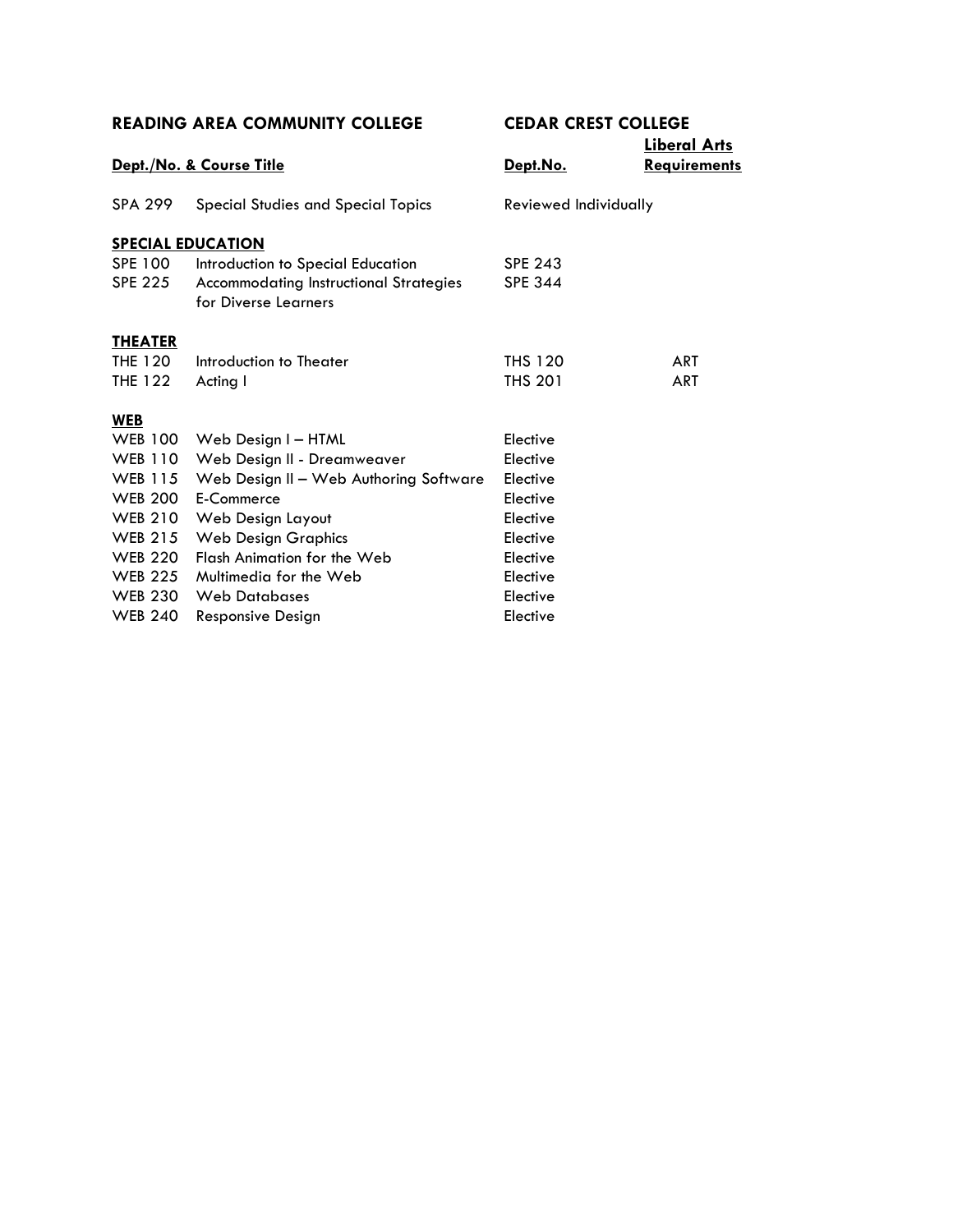| READING AREA COMMUNITY COLLEGE | | CEDAR CREST COLLEGE | |
|---|---|---|---|
| **Dept./No. & Course Title** | | **Dept.No.** | **Liberal Arts Requirements** |
| SPA 299 | Special Studies and Special Topics | Reviewed Individually | |
| **SPECIAL EDUCATION** | | | |
| SPE 100 | Introduction to Special Education | SPE 243 | |
| SPE 225 | Accommodating Instructional Strategies for Diverse Learners | SPE 344 | |
| **THEATER** | | | |
| THE 120 | Introduction to Theater | THS 120 | ART |
| THE 122 | Acting I | THS 201 | ART |
| **WEB** | | | |
| WEB 100 | Web Design I – HTML | Elective | |
| WEB 110 | Web Design II - Dreamweaver | Elective | |
| WEB 115 | Web Design II – Web Authoring Software | Elective | |
| WEB 200 | E-Commerce | Elective | |
| WEB 210 | Web Design Layout | Elective | |
| WEB 215 | Web Design Graphics | Elective | |
| WEB 220 | Flash Animation for the Web | Elective | |
| WEB 225 | Multimedia for the Web | Elective | |
| WEB 230 | Web Databases | Elective | |
| WEB 240 | Responsive Design | Elective | |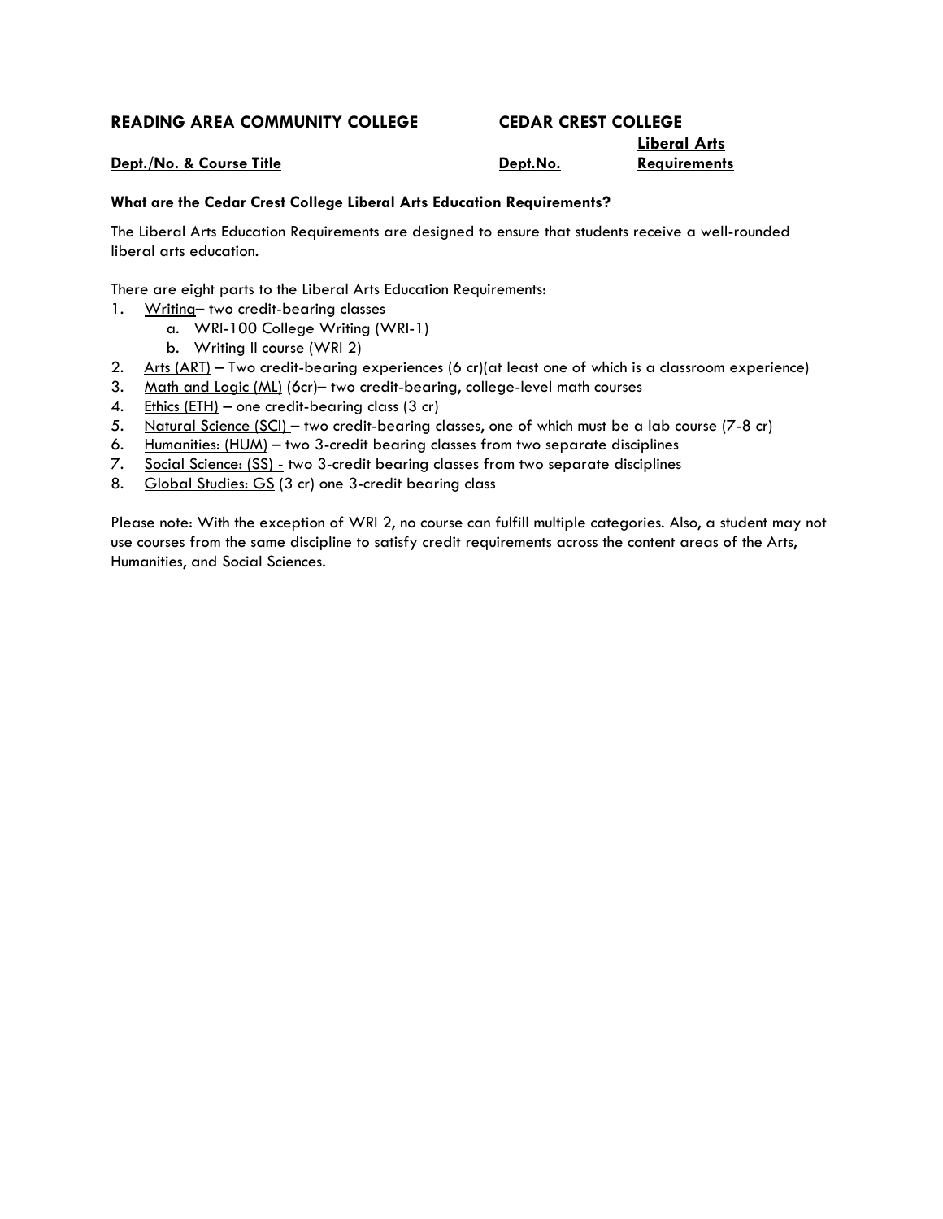| READING AREA COMMUNITY COLLEGE | CEDAR CREST COLLEGE | |
|---|---|---|
| **Dept./No. & Course Title** | **Dept.No.** | **Liberal Arts Requirements** |

**What are the Cedar Crest College Liberal Arts Education Requirements?**

The Liberal Arts Education Requirements are designed to ensure that students receive a well-rounded liberal arts education.

There are eight parts to the Liberal Arts Education Requirements:

1. Writing– two credit-bearing classes
   a. WRI-100 College Writing (WRI-1)
   b. Writing II course (WRI 2)
2. Arts (ART) – Two credit-bearing experiences (6 cr)(at least one of which is a classroom experience)
3. Math and Logic (ML) (6cr)– two credit-bearing, college-level math courses
4. Ethics (ETH) – one credit-bearing class (3 cr)
5. Natural Science (SCI) – two credit-bearing classes, one of which must be a lab course (7-8 cr)
6. Humanities: (HUM) – two 3-credit bearing classes from two separate disciplines
7. Social Science: (SS) - two 3-credit bearing classes from two separate disciplines
8. Global Studies: GS (3 cr) one 3-credit bearing class

Please note: With the exception of WRI 2, no course can fulfill multiple categories. Also, a student may not use courses from the same discipline to satisfy credit requirements across the content areas of the Arts, Humanities, and Social Sciences.